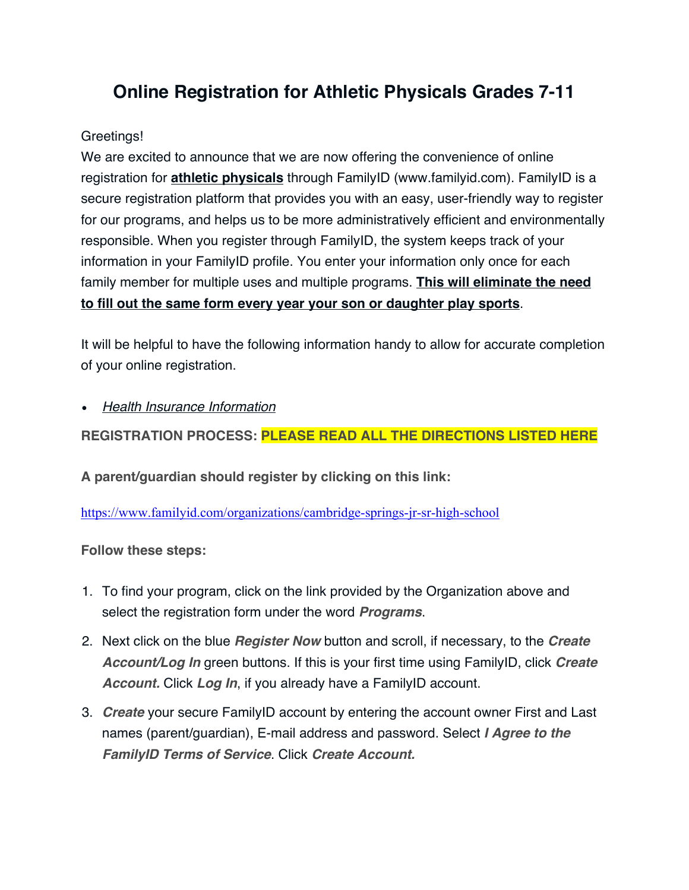# Online Registration for Athletic Physicals Grades 7-11

Greetings!

We are excited to announce that we are now offering the convenience of online registration for **athletic physicals** through FamilyID (www.familyid.com). FamilyID is a secure registration platform that provides you with an easy, user-friendly way to register for our programs, and helps us to be more administratively efficient and environmentally responsible. When you register through FamilyID, the system keeps track of your information in your FamilyID profile. You enter your information only once for each family member for multiple uses and multiple programs. **This will eliminate the need to fill out the same form every year your son or daughter play sports**.

It will be helpful to have the following information handy to allow for accurate completion of your online registration.

- *Health Insurance Information*

**REGISTRATION PROCESS: PLEASE READ ALL THE DIRECTIONS LISTED HERE**

**A parent/guardian should register by clicking on this link:**

https://www.familyid.com/organizations/cambridge-springs-jr-sr-high-school

**Follow these steps:**

1. To find your program, click on the link provided by the Organization above and select the registration form under the word ***Programs***.
2. Next click on the blue ***Register Now*** button and scroll, if necessary, to the ***Create Account/Log In*** green buttons. If this is your first time using FamilyID, click ***Create Account.*** Click ***Log In***, if you already have a FamilyID account.
3. ***Create*** your secure FamilyID account by entering the account owner First and Last names (parent/guardian), E-mail address and password. Select ***I Agree to the FamilyID Terms of Service***. Click ***Create Account.***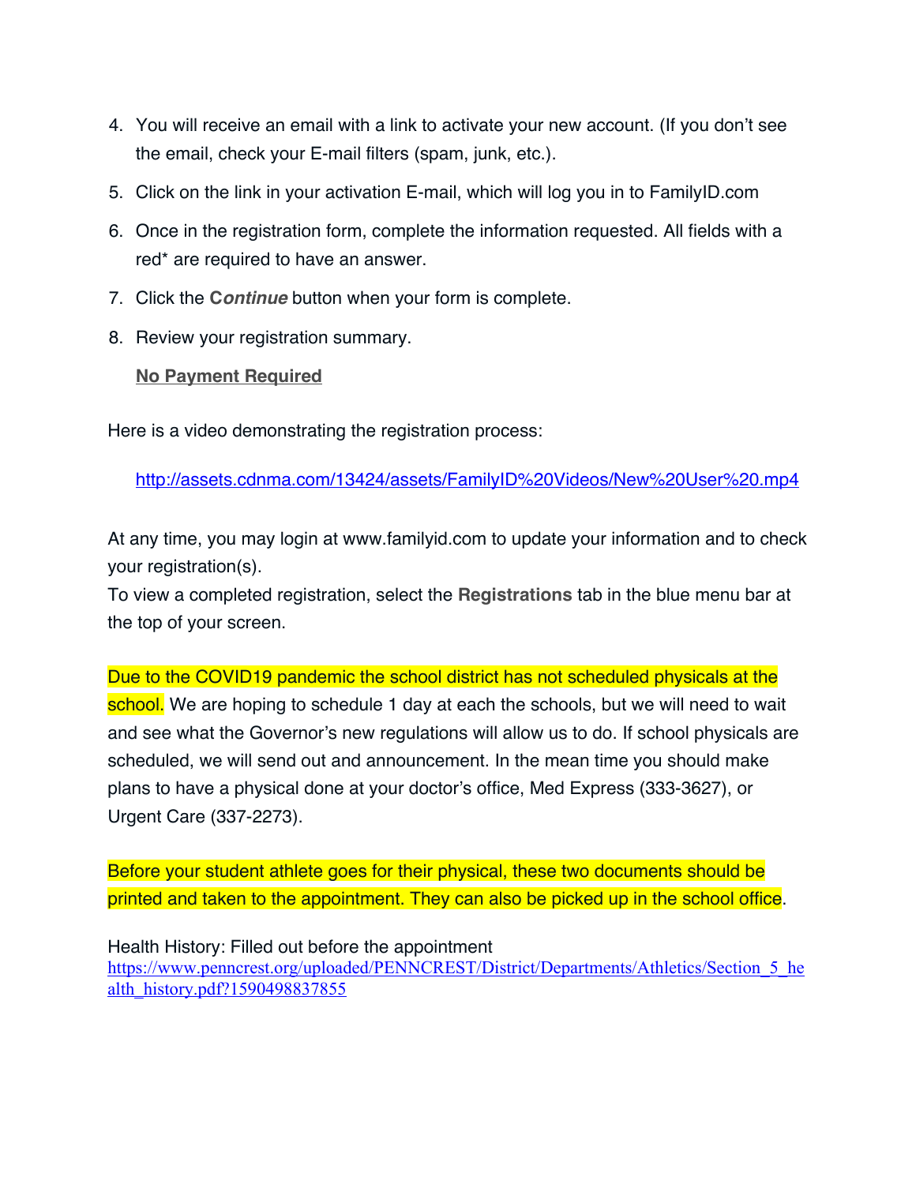4. You will receive an email with a link to activate your new account. (If you don't see the email, check your E-mail filters (spam, junk, etc.).
5. Click on the link in your activation E-mail, which will log you in to FamilyID.com
6. Once in the registration form, complete the information requested. All fields with a red* are required to have an answer.
7. Click the **C*ontinue*** button when your form is complete.
8. Review your registration summary.

   **No Payment Required**

Here is a video demonstrating the registration process:

[http://assets.cdnma.com/13424/assets/FamilyID%20Videos/New%20User%20.mp4](http://assets.cdnma.com/13424/assets/FamilyID%20Videos/New%20User%20.mp4)

At any time, you may login at www.familyid.com to update your information and to check your registration(s).
To view a completed registration, select the **Registrations** tab in the blue menu bar at the top of your screen.

Due to the COVID19 pandemic the school district has not scheduled physicals at the school. We are hoping to schedule 1 day at each the schools, but we will need to wait and see what the Governor's new regulations will allow us to do. If school physicals are scheduled, we will send out and announcement. In the mean time you should make plans to have a physical done at your doctor's office, Med Express (333-3627), or Urgent Care (337-2273).

Before your student athlete goes for their physical, these two documents should be printed and taken to the appointment. They can also be picked up in the school office.

Health History: Filled out before the appointment
[https://www.penncrest.org/uploaded/PENNCREST/District/Departments/Athletics/Section_5_health_history.pdf?1590498837855](https://www.penncrest.org/uploaded/PENNCREST/District/Departments/Athletics/Section_5_health_history.pdf?1590498837855)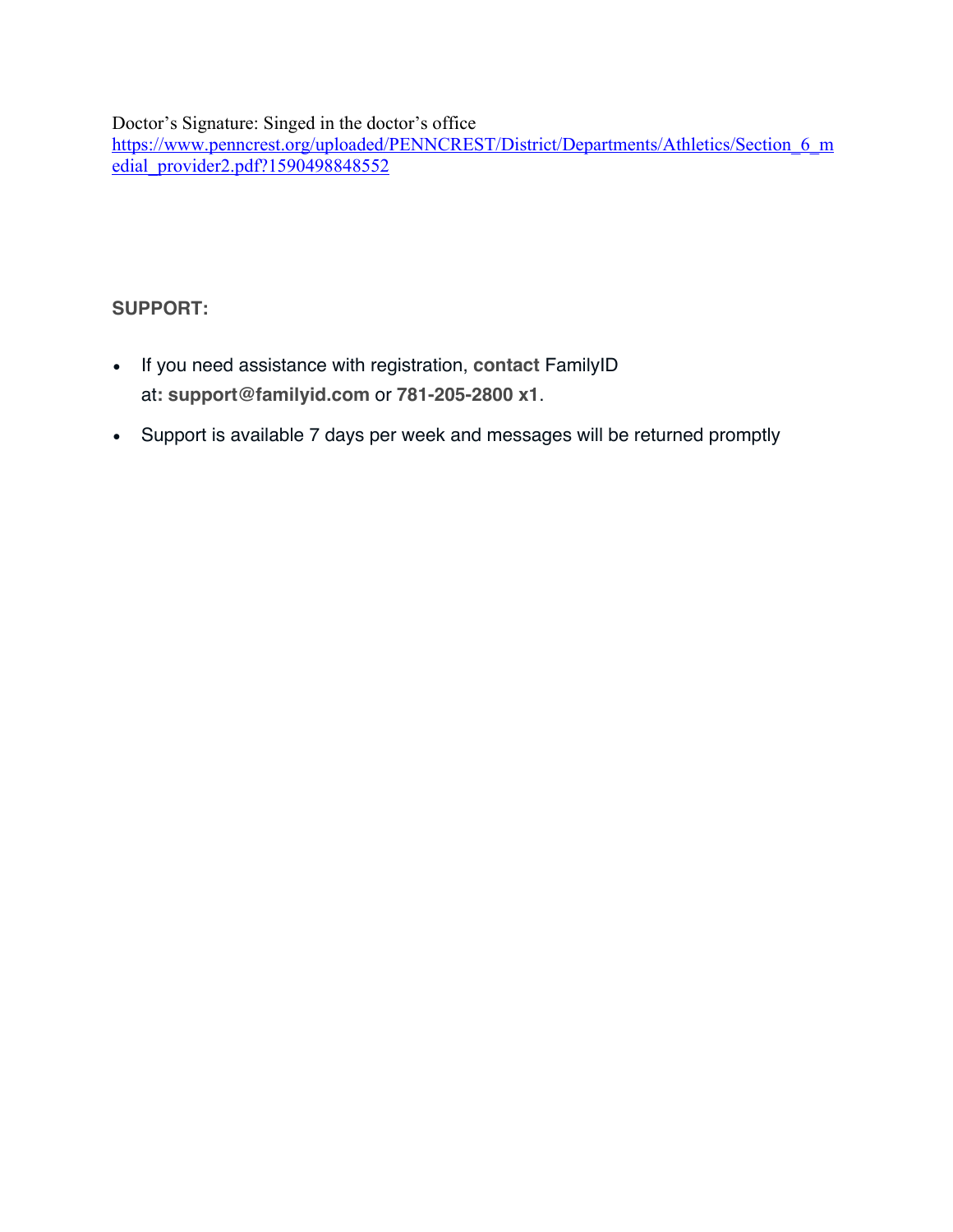Doctor’s Signature: Singed in the doctor’s office
https://www.penncrest.org/uploaded/PENNCREST/District/Departments/Athletics/Section_6_medial_provider2.pdf?1590498848552

**SUPPORT:**

- If you need assistance with registration, **contact** FamilyID at**: support@familyid.com** or **781-205-2800 x1**.
- Support is available 7 days per week and messages will be returned promptly